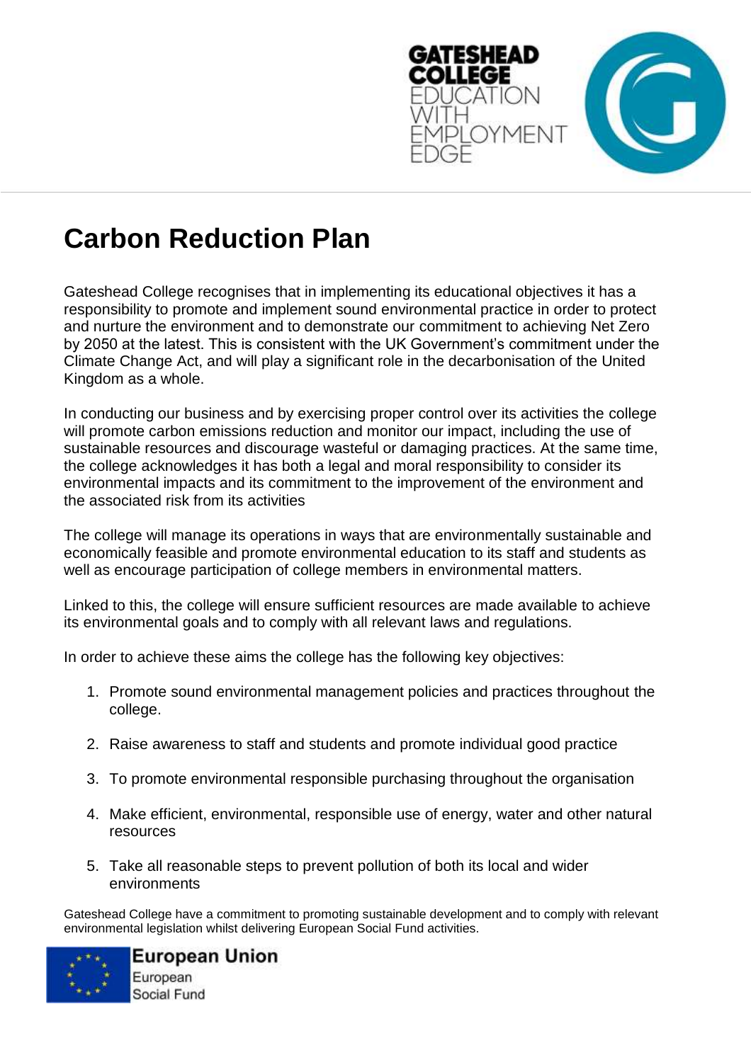# Carbon Reduction Plan

Gateshead College recognises that in implementing its educational objectives it has a responsibility to promote and implement sound environmental practice in order to protect and nurture the environment and to demonstrate our commitment to achieving Net Zero by 2050 at the latest. This is consistent with the UK Government's commitment under the Climate Change Act, and will play a significant role in the decarbonisation of the United Kingdom as a whole.

In conducting our business and by exercising proper control over its activities the college will promote carbon emissions reduction and monitor our impact, including the use of sustainable resources and discourage wasteful or damaging practices. At the same time, the college acknowledges it has both a legal and moral responsibility to consider its environmental impacts and its commitment to the improvement of the environment and the associated risk from its activities

The college will manage its operations in ways that are environmentally sustainable and economically feasible and promote environmental education to its staff and students as well as encourage participation of college members in environmental matters.

Linked to this, the college will ensure sufficient resources are made available to achieve its environmental goals and to comply with all relevant laws and regulations.

In order to achieve these aims the college has the following key objectives:

1. Promote sound environmental management policies and practices throughout the college.
2. Raise awareness to staff and students and promote individual good practice
3. To promote environmental responsible purchasing throughout the organisation
4. Make efficient, environmental, responsible use of energy, water and other natural resources
5. Take all reasonable steps to prevent pollution of both its local and wider environments

Gateshead College have a commitment to promoting sustainable development and to comply with relevant environmental legislation whilst delivering European Social Fund activities.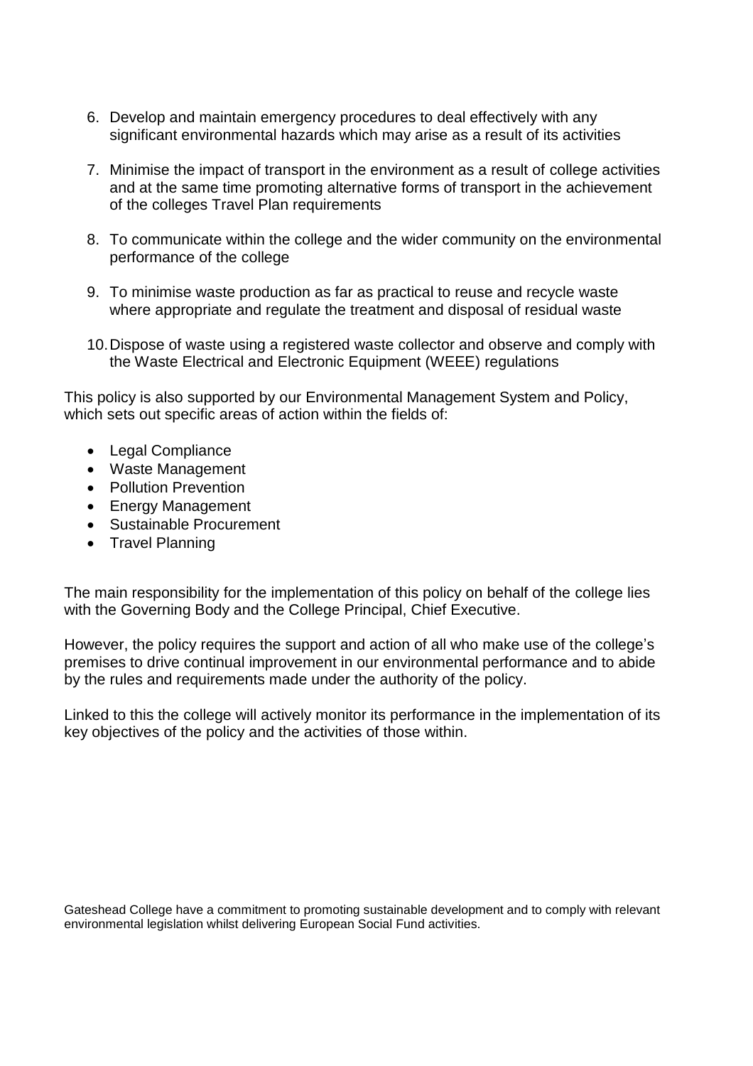6. Develop and maintain emergency procedures to deal effectively with any significant environmental hazards which may arise as a result of its activities

7. Minimise the impact of transport in the environment as a result of college activities and at the same time promoting alternative forms of transport in the achievement of the colleges Travel Plan requirements

8. To communicate within the college and the wider community on the environmental performance of the college

9. To minimise waste production as far as practical to reuse and recycle waste where appropriate and regulate the treatment and disposal of residual waste

10. Dispose of waste using a registered waste collector and observe and comply with the Waste Electrical and Electronic Equipment (WEEE) regulations

This policy is also supported by our Environmental Management System and Policy, which sets out specific areas of action within the fields of:

- Legal Compliance
- Waste Management
- Pollution Prevention
- Energy Management
- Sustainable Procurement
- Travel Planning

The main responsibility for the implementation of this policy on behalf of the college lies with the Governing Body and the College Principal, Chief Executive.

However, the policy requires the support and action of all who make use of the college's premises to drive continual improvement in our environmental performance and to abide by the rules and requirements made under the authority of the policy.

Linked to this the college will actively monitor its performance in the implementation of its key objectives of the policy and the activities of those within.

Gateshead College have a commitment to promoting sustainable development and to comply with relevant environmental legislation whilst delivering European Social Fund activities.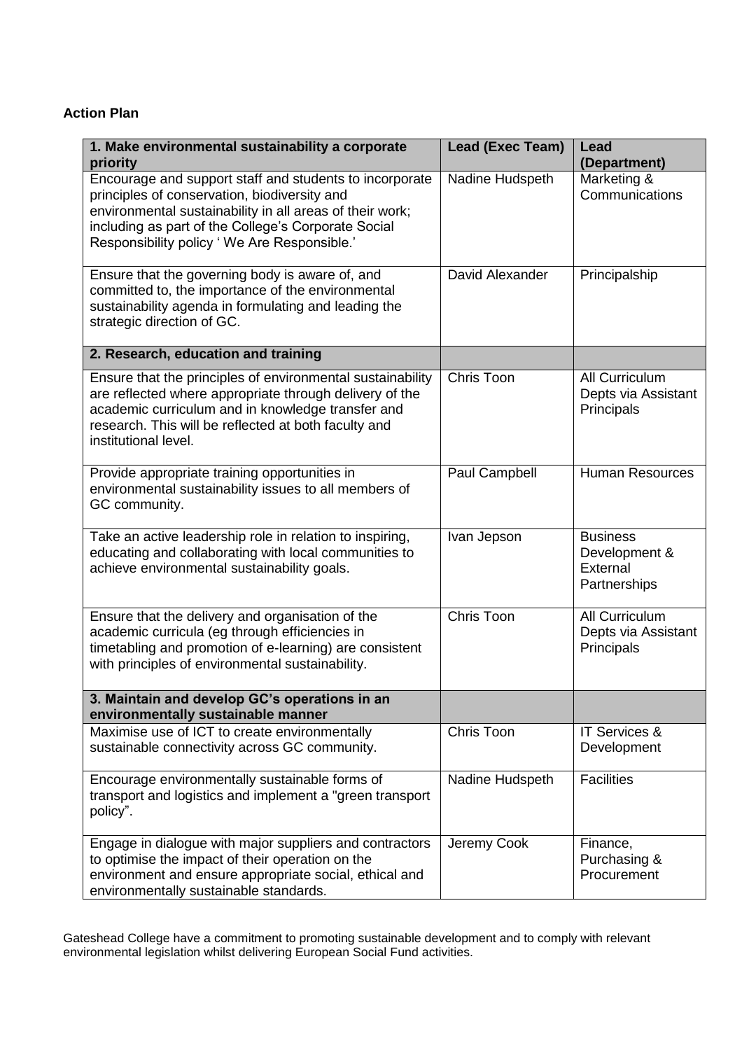**Action Plan**

| 1. Make environmental sustainability a corporate priority | Lead (Exec Team) | Lead (Department) |
|---|---|---|
| Encourage and support staff and students to incorporate principles of conservation, biodiversity and environmental sustainability in all areas of their work; including as part of the College's Corporate Social Responsibility policy ' We Are Responsible.' | Nadine Hudspeth | Marketing & Communications |
| Ensure that the governing body is aware of, and committed to, the importance of the environmental sustainability agenda in formulating and leading the strategic direction of GC. | David Alexander | Principalship |
| **2. Research, education and training** | | |
| Ensure that the principles of environmental sustainability are reflected where appropriate through delivery of the academic curriculum and in knowledge transfer and research. This will be reflected at both faculty and institutional level. | Chris Toon | All Curriculum Depts via Assistant Principals |
| Provide appropriate training opportunities in environmental sustainability issues to all members of GC community. | Paul Campbell | Human Resources |
| Take an active leadership role in relation to inspiring, educating and collaborating with local communities to achieve environmental sustainability goals. | Ivan Jepson | Business Development & External Partnerships |
| Ensure that the delivery and organisation of the academic curricula (eg through efficiencies in timetabling and promotion of e-learning) are consistent with principles of environmental sustainability. | Chris Toon | All Curriculum Depts via Assistant Principals |
| **3. Maintain and develop GC's operations in an environmentally sustainable manner** | | |
| Maximise use of ICT to create environmentally sustainable connectivity across GC community. | Chris Toon | IT Services & Development |
| Encourage environmentally sustainable forms of transport and logistics and implement a "green transport policy". | Nadine Hudspeth | Facilities |
| Engage in dialogue with major suppliers and contractors to optimise the impact of their operation on the environment and ensure appropriate social, ethical and environmentally sustainable standards. | Jeremy Cook | Finance, Purchasing & Procurement |

Gateshead College have a commitment to promoting sustainable development and to comply with relevant environmental legislation whilst delivering European Social Fund activities.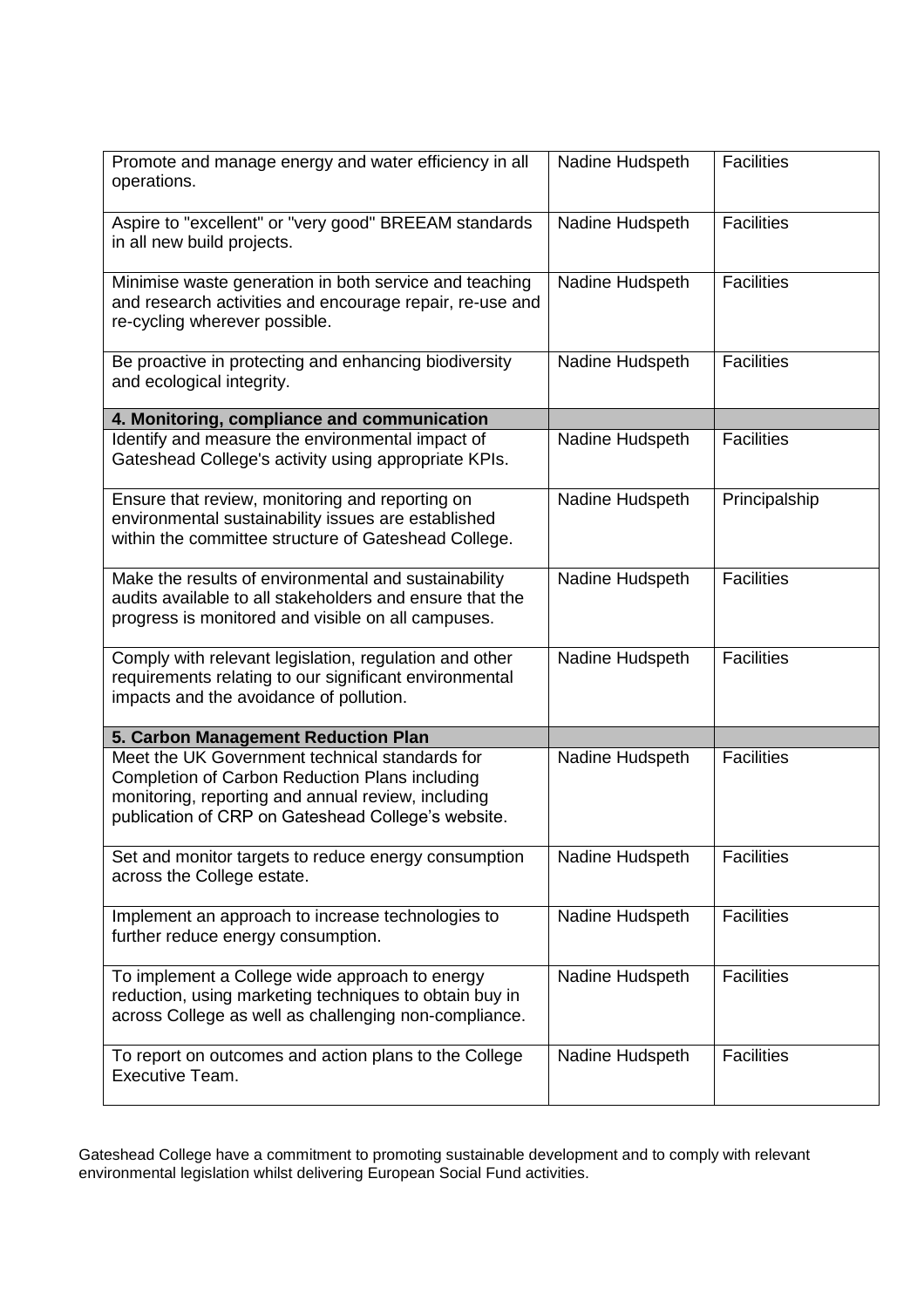| | | |
|---|---|---|
| Promote and manage energy and water efficiency in all operations. | Nadine Hudspeth | Facilities |
| Aspire to "excellent" or "very good" BREEAM standards in all new build projects. | Nadine Hudspeth | Facilities |
| Minimise waste generation in both service and teaching and research activities and encourage repair, re-use and re-cycling wherever possible. | Nadine Hudspeth | Facilities |
| Be proactive in protecting and enhancing biodiversity and ecological integrity. | Nadine Hudspeth | Facilities |
| **4. Monitoring, compliance and communication** | | |
| Identify and measure the environmental impact of Gateshead College's activity using appropriate KPIs. | Nadine Hudspeth | Facilities |
| Ensure that review, monitoring and reporting on environmental sustainability issues are established within the committee structure of Gateshead College. | Nadine Hudspeth | Principalship |
| Make the results of environmental and sustainability audits available to all stakeholders and ensure that the progress is monitored and visible on all campuses. | Nadine Hudspeth | Facilities |
| Comply with relevant legislation, regulation and other requirements relating to our significant environmental impacts and the avoidance of pollution. | Nadine Hudspeth | Facilities |
| **5. Carbon Management Reduction Plan** | | |
| Meet the UK Government technical standards for Completion of Carbon Reduction Plans including monitoring, reporting and annual review, including publication of CRP on Gateshead College's website. | Nadine Hudspeth | Facilities |
| Set and monitor targets to reduce energy consumption across the College estate. | Nadine Hudspeth | Facilities |
| Implement an approach to increase technologies to further reduce energy consumption. | Nadine Hudspeth | Facilities |
| To implement a College wide approach to energy reduction, using marketing techniques to obtain buy in across College as well as challenging non-compliance. | Nadine Hudspeth | Facilities |
| To report on outcomes and action plans to the College Executive Team. | Nadine Hudspeth | Facilities |

Gateshead College have a commitment to promoting sustainable development and to comply with relevant environmental legislation whilst delivering European Social Fund activities.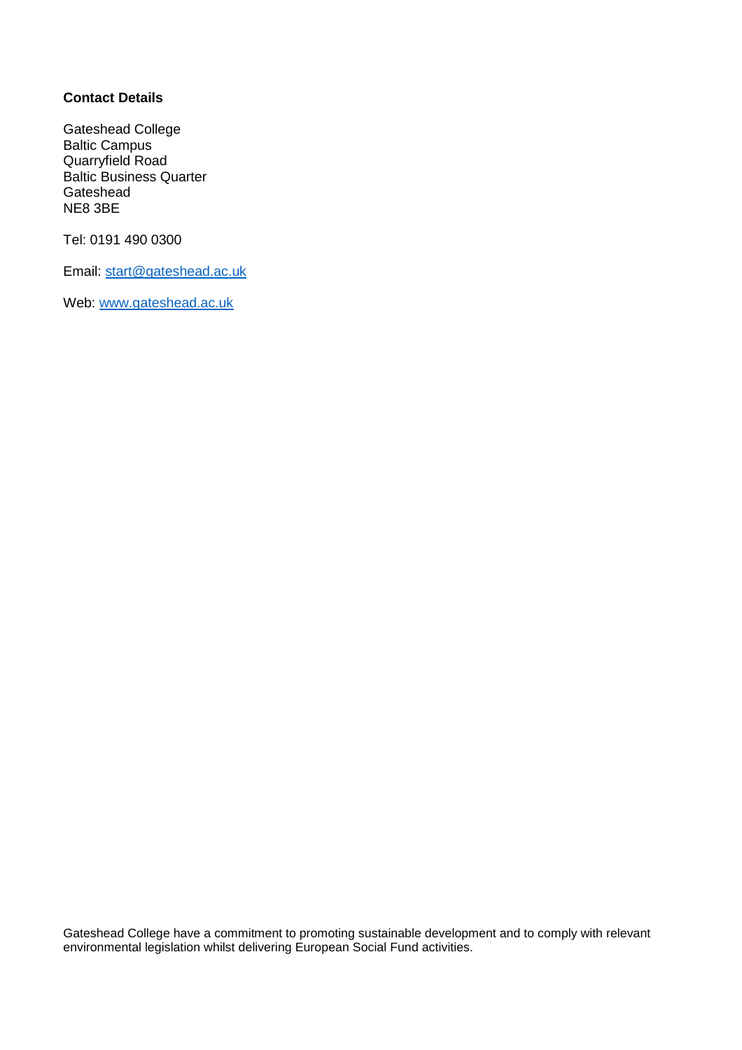**Contact Details**

Gateshead College  
Baltic Campus  
Quarryfield Road  
Baltic Business Quarter  
Gateshead  
NE8 3BE

Tel: 0191 490 0300

Email: [start@gateshead.ac.uk](mailto:start@gateshead.ac.uk)

Web: [www.gateshead.ac.uk](http://www.gateshead.ac.uk)

Gateshead College have a commitment to promoting sustainable development and to comply with relevant environmental legislation whilst delivering European Social Fund activities.